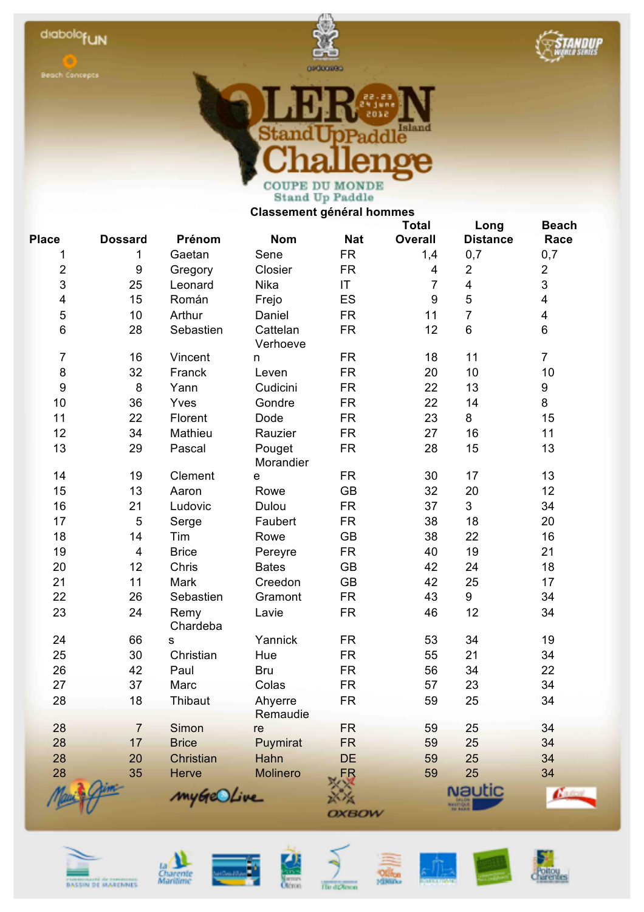# OLERON Island Stand Up Paddle Challenge

22-23-24 June 2012

COUPE DU MONDE Stand Up Paddle

## Classement général hommes

| Place | Dossard | Prénom | Nom | Nat | Total Overall | Long Distance | Beach Race |
|---|---|---|---|---|---|---|---|
| 1 | 1 | Gaetan | Sene | FR | 1,4 | 0,7 | 0,7 |
| 2 | 9 | Gregory | Closier | FR | 4 | 2 | 2 |
| 3 | 25 | Leonard | Nika | IT | 7 | 4 | 3 |
| 4 | 15 | Román | Frejo | ES | 9 | 5 | 4 |
| 5 | 10 | Arthur | Daniel | FR | 11 | 7 | 4 |
| 6 | 28 | Sebastien | Cattelan | FR | 12 | 6 | 6 |
| 7 | 16 | Vincent | Verhoeven | FR | 18 | 11 | 7 |
| 8 | 32 | Franck | Leven | FR | 20 | 10 | 10 |
| 9 | 8 | Yann | Cudicini | FR | 22 | 13 | 9 |
| 10 | 36 | Yves | Gondre | FR | 22 | 14 | 8 |
| 11 | 22 | Florent | Dode | FR | 23 | 8 | 15 |
| 12 | 34 | Mathieu | Rauzier | FR | 27 | 16 | 11 |
| 13 | 29 | Pascal | Pouget | FR | 28 | 15 | 13 |
| 14 | 19 | Clement | Morandiere | FR | 30 | 17 | 13 |
| 15 | 13 | Aaron | Rowe | GB | 32 | 20 | 12 |
| 16 | 21 | Ludovic | Dulou | FR | 37 | 3 | 34 |
| 17 | 5 | Serge | Faubert | FR | 38 | 18 | 20 |
| 18 | 14 | Tim | Rowe | GB | 38 | 22 | 16 |
| 19 | 4 | Brice | Pereyre | FR | 40 | 19 | 21 |
| 20 | 12 | Chris | Bates | GB | 42 | 24 | 18 |
| 21 | 11 | Mark | Creedon | GB | 42 | 25 | 17 |
| 22 | 26 | Sebastien | Gramont | FR | 43 | 9 | 34 |
| 23 | 24 | Remy | Lavie | FR | 46 | 12 | 34 |
| 24 | 66 | Chardebas | Yannick | FR | 53 | 34 | 19 |
| 25 | 30 | Christian | Hue | FR | 55 | 21 | 34 |
| 26 | 42 | Paul | Bru | FR | 56 | 34 | 22 |
| 27 | 37 | Marc | Colas | FR | 57 | 23 | 34 |
| 28 | 18 | Thibaut | Ahyerre | FR | 59 | 25 | 34 |
| 28 | 7 | Simon | Remaudiere | FR | 59 | 25 | 34 |
| 28 | 17 | Brice | Puymirat | FR | 59 | 25 | 34 |
| 28 | 20 | Christian | Hahn | DE | 59 | 25 | 34 |
| 28 | 35 | Herve | Molinero | FR | 59 | 25 | 34 |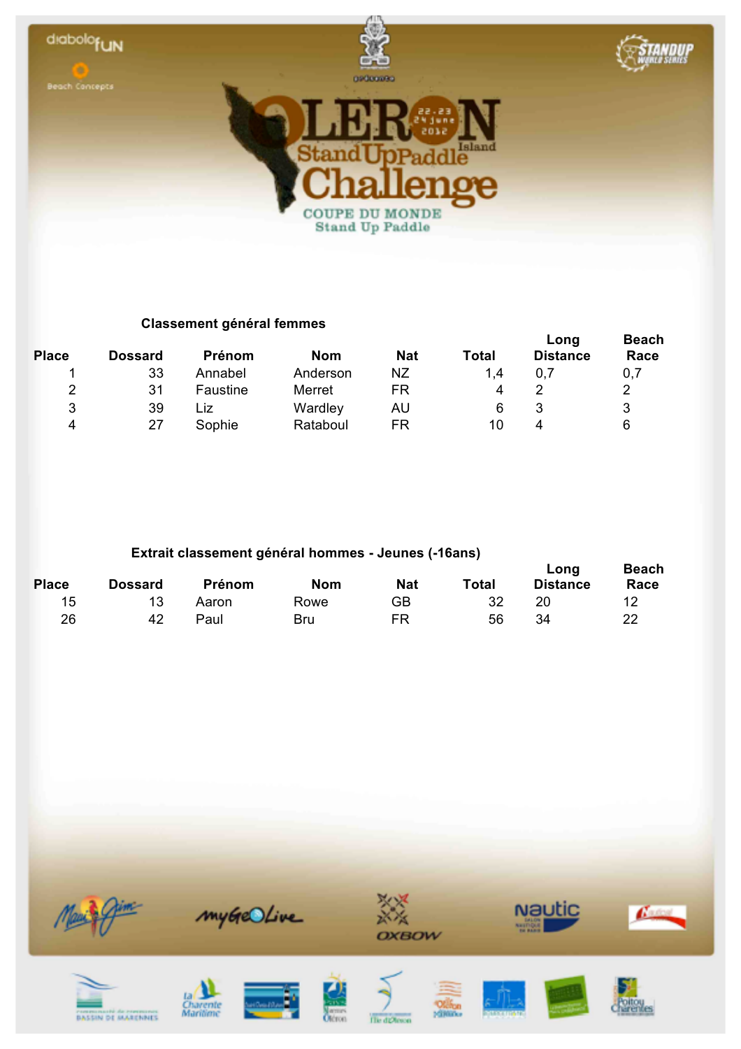# OLERON Island Stand Up Paddle Challenge

22-23-24 june 2012

COUPE DU MONDE Stand Up Paddle

## Classement général femmes

| Place | Dossard | Prénom | Nom | Nat | Total | Long Distance | Beach Race |
|---|---|---|---|---|---|---|---|
| 1 | 33 | Annabel | Anderson | NZ | 1,4 | 0,7 | 0,7 |
| 2 | 31 | Faustine | Merret | FR | 4 | 2 | 2 |
| 3 | 39 | Liz | Wardley | AU | 6 | 3 | 3 |
| 4 | 27 | Sophie | Rataboul | FR | 10 | 4 | 6 |

## Extrait classement général hommes - Jeunes (-16ans)

| Place | Dossard | Prénom | Nom | Nat | Total | Long Distance | Beach Race |
|---|---|---|---|---|---|---|---|
| 15 | 13 | Aaron | Rowe | GB | 32 | 20 | 12 |
| 26 | 42 | Paul | Bru | FR | 56 | 34 | 22 |